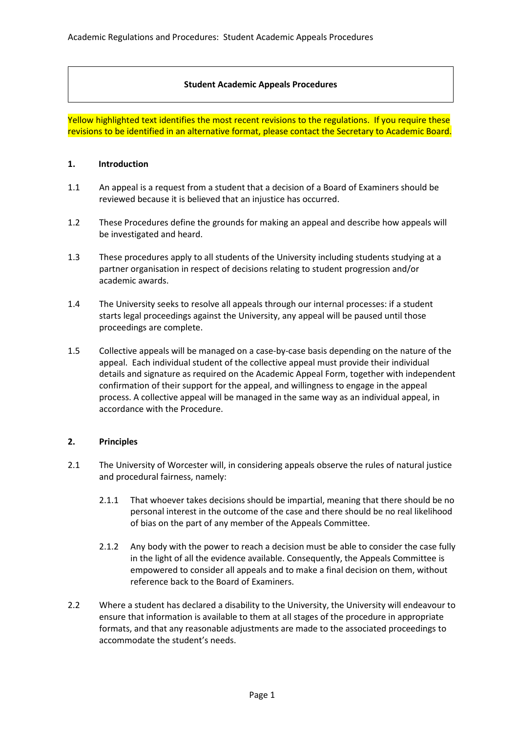# Student Academic Appeals Procedures

Yellow highlighted text identifies the most recent revisions to the regulations. If you require these revisions to be identified in an alternative format, please contact the Secretary to Academic Board.

## 1. Introduction

1.1 An appeal is a request from a student that a decision of a Board of Examiners should be reviewed because it is believed that an injustice has occurred.

1.2 These Procedures define the grounds for making an appeal and describe how appeals will be investigated and heard.

1.3 These procedures apply to all students of the University including students studying at a partner organisation in respect of decisions relating to student progression and/or academic awards.

1.4 The University seeks to resolve all appeals through our internal processes: if a student starts legal proceedings against the University, any appeal will be paused until those proceedings are complete.

1.5 Collective appeals will be managed on a case-by-case basis depending on the nature of the appeal. Each individual student of the collective appeal must provide their individual details and signature as required on the Academic Appeal Form, together with independent confirmation of their support for the appeal, and willingness to engage in the appeal process. A collective appeal will be managed in the same way as an individual appeal, in accordance with the Procedure.

## 2. Principles

2.1 The University of Worcester will, in considering appeals observe the rules of natural justice and procedural fairness, namely:

2.1.1 That whoever takes decisions should be impartial, meaning that there should be no personal interest in the outcome of the case and there should be no real likelihood of bias on the part of any member of the Appeals Committee.

2.1.2 Any body with the power to reach a decision must be able to consider the case fully in the light of all the evidence available. Consequently, the Appeals Committee is empowered to consider all appeals and to make a final decision on them, without reference back to the Board of Examiners.

2.2 Where a student has declared a disability to the University, the University will endeavour to ensure that information is available to them at all stages of the procedure in appropriate formats, and that any reasonable adjustments are made to the associated proceedings to accommodate the student's needs.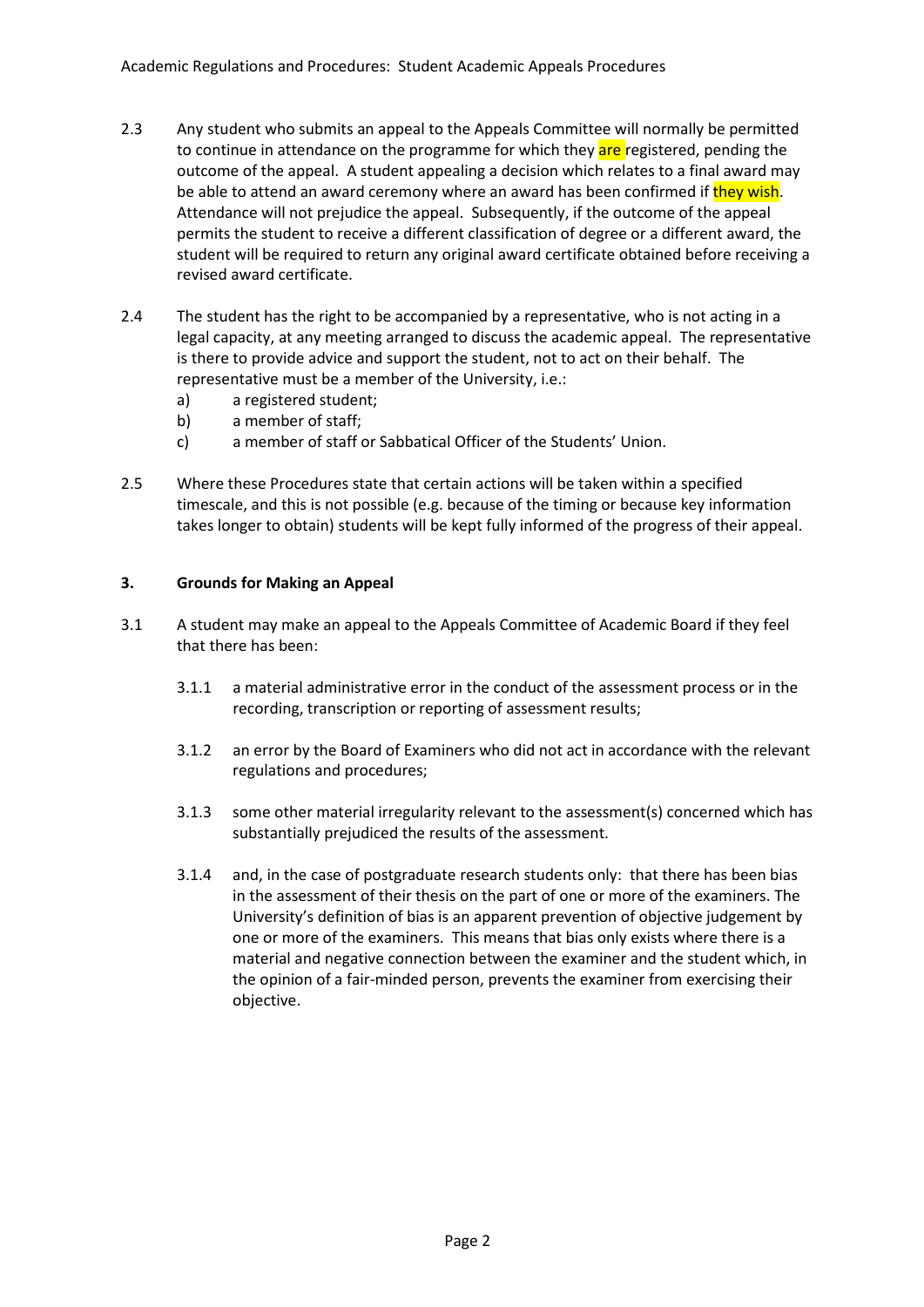2.3 Any student who submits an appeal to the Appeals Committee will normally be permitted to continue in attendance on the programme for which they are registered, pending the outcome of the appeal. A student appealing a decision which relates to a final award may be able to attend an award ceremony where an award has been confirmed if they wish. Attendance will not prejudice the appeal. Subsequently, if the outcome of the appeal permits the student to receive a different classification of degree or a different award, the student will be required to return any original award certificate obtained before receiving a revised award certificate.

2.4 The student has the right to be accompanied by a representative, who is not acting in a legal capacity, at any meeting arranged to discuss the academic appeal. The representative is there to provide advice and support the student, not to act on their behalf. The representative must be a member of the University, i.e.:

- a) a registered student;
- b) a member of staff;
- c) a member of staff or Sabbatical Officer of the Students' Union.

2.5 Where these Procedures state that certain actions will be taken within a specified timescale, and this is not possible (e.g. because of the timing or because key information takes longer to obtain) students will be kept fully informed of the progress of their appeal.

## 3. Grounds for Making an Appeal

3.1 A student may make an appeal to the Appeals Committee of Academic Board if they feel that there has been:

3.1.1 a material administrative error in the conduct of the assessment process or in the recording, transcription or reporting of assessment results;

3.1.2 an error by the Board of Examiners who did not act in accordance with the relevant regulations and procedures;

3.1.3 some other material irregularity relevant to the assessment(s) concerned which has substantially prejudiced the results of the assessment.

3.1.4 and, in the case of postgraduate research students only: that there has been bias in the assessment of their thesis on the part of one or more of the examiners. The University's definition of bias is an apparent prevention of objective judgement by one or more of the examiners. This means that bias only exists where there is a material and negative connection between the examiner and the student which, in the opinion of a fair-minded person, prevents the examiner from exercising their objective.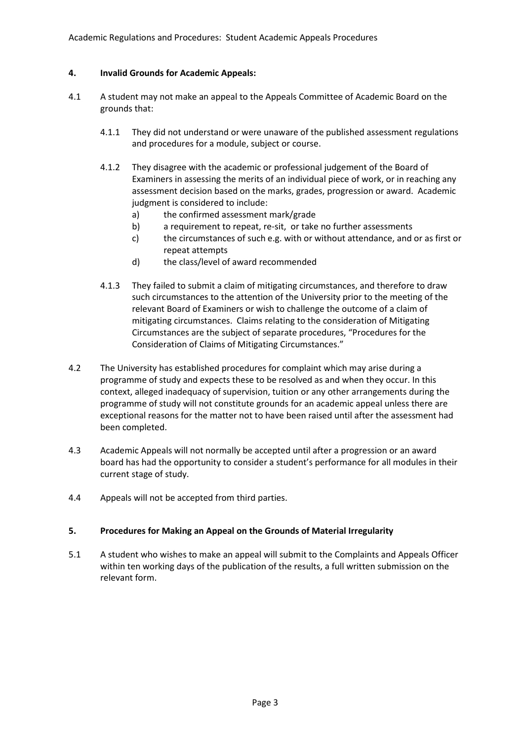## 4. Invalid Grounds for Academic Appeals:

4.1 A student may not make an appeal to the Appeals Committee of Academic Board on the grounds that:

4.1.1 They did not understand or were unaware of the published assessment regulations and procedures for a module, subject or course.

4.1.2 They disagree with the academic or professional judgement of the Board of Examiners in assessing the merits of an individual piece of work, or in reaching any assessment decision based on the marks, grades, progression or award. Academic judgment is considered to include:

- a) the confirmed assessment mark/grade
- b) a requirement to repeat, re-sit, or take no further assessments
- c) the circumstances of such e.g. with or without attendance, and or as first or repeat attempts
- d) the class/level of award recommended

4.1.3 They failed to submit a claim of mitigating circumstances, and therefore to draw such circumstances to the attention of the University prior to the meeting of the relevant Board of Examiners or wish to challenge the outcome of a claim of mitigating circumstances. Claims relating to the consideration of Mitigating Circumstances are the subject of separate procedures, "Procedures for the Consideration of Claims of Mitigating Circumstances."

4.2 The University has established procedures for complaint which may arise during a programme of study and expects these to be resolved as and when they occur. In this context, alleged inadequacy of supervision, tuition or any other arrangements during the programme of study will not constitute grounds for an academic appeal unless there are exceptional reasons for the matter not to have been raised until after the assessment had been completed.

4.3 Academic Appeals will not normally be accepted until after a progression or an award board has had the opportunity to consider a student's performance for all modules in their current stage of study.

4.4 Appeals will not be accepted from third parties.

## 5. Procedures for Making an Appeal on the Grounds of Material Irregularity

5.1 A student who wishes to make an appeal will submit to the Complaints and Appeals Officer within ten working days of the publication of the results, a full written submission on the relevant form.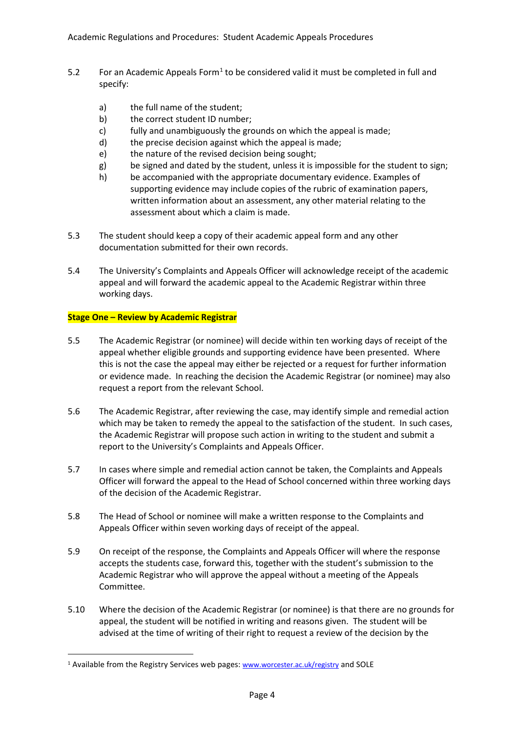5.2 For an Academic Appeals Form[1] to be considered valid it must be completed in full and specify:

a) the full name of the student;
b) the correct student ID number;
c) fully and unambiguously the grounds on which the appeal is made;
d) the precise decision against which the appeal is made;
e) the nature of the revised decision being sought;
g) be signed and dated by the student, unless it is impossible for the student to sign;
h) be accompanied with the appropriate documentary evidence. Examples of supporting evidence may include copies of the rubric of examination papers, written information about an assessment, any other material relating to the assessment about which a claim is made.

5.3 The student should keep a copy of their academic appeal form and any other documentation submitted for their own records.

5.4 The University's Complaints and Appeals Officer will acknowledge receipt of the academic appeal and will forward the academic appeal to the Academic Registrar within three working days.

**Stage One – Review by Academic Registrar**

5.5 The Academic Registrar (or nominee) will decide within ten working days of receipt of the appeal whether eligible grounds and supporting evidence have been presented. Where this is not the case the appeal may either be rejected or a request for further information or evidence made. In reaching the decision the Academic Registrar (or nominee) may also request a report from the relevant School.

5.6 The Academic Registrar, after reviewing the case, may identify simple and remedial action which may be taken to remedy the appeal to the satisfaction of the student. In such cases, the Academic Registrar will propose such action in writing to the student and submit a report to the University's Complaints and Appeals Officer.

5.7 In cases where simple and remedial action cannot be taken, the Complaints and Appeals Officer will forward the appeal to the Head of School concerned within three working days of the decision of the Academic Registrar.

5.8 The Head of School or nominee will make a written response to the Complaints and Appeals Officer within seven working days of receipt of the appeal.

5.9 On receipt of the response, the Complaints and Appeals Officer will where the response accepts the students case, forward this, together with the student's submission to the Academic Registrar who will approve the appeal without a meeting of the Appeals Committee.

5.10 Where the decision of the Academic Registrar (or nominee) is that there are no grounds for appeal, the student will be notified in writing and reasons given. The student will be advised at the time of writing of their right to request a review of the decision by the

[1] Available from the Registry Services web pages: www.worcester.ac.uk/registry and SOLE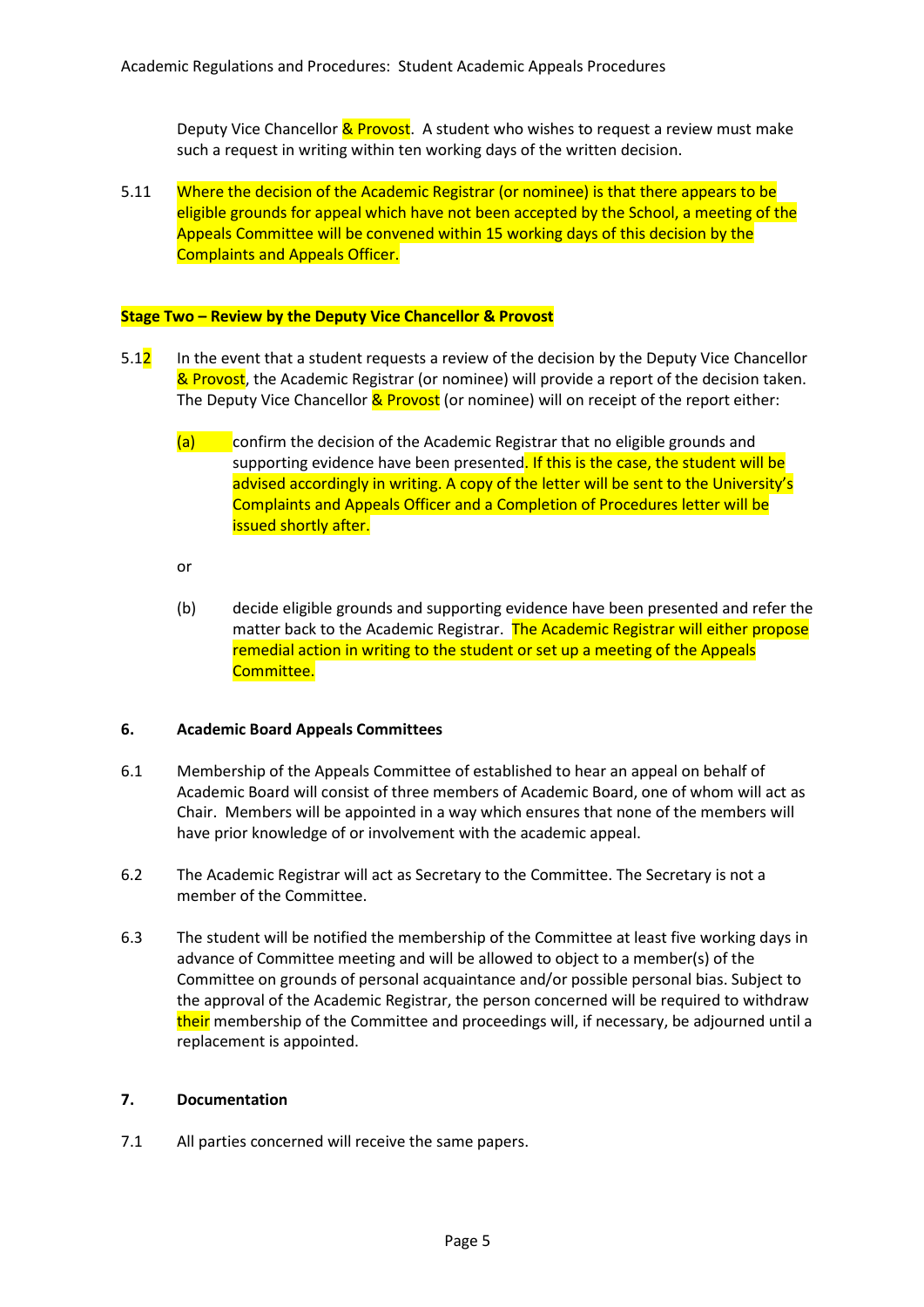Deputy Vice Chancellor & Provost. A student who wishes to request a review must make such a request in writing within ten working days of the written decision.

5.11 Where the decision of the Academic Registrar (or nominee) is that there appears to be eligible grounds for appeal which have not been accepted by the School, a meeting of the Appeals Committee will be convened within 15 working days of this decision by the Complaints and Appeals Officer.

**Stage Two – Review by the Deputy Vice Chancellor & Provost**

5.12 In the event that a student requests a review of the decision by the Deputy Vice Chancellor & Provost, the Academic Registrar (or nominee) will provide a report of the decision taken. The Deputy Vice Chancellor & Provost (or nominee) will on receipt of the report either:

(a) confirm the decision of the Academic Registrar that no eligible grounds and supporting evidence have been presented. If this is the case, the student will be advised accordingly in writing. A copy of the letter will be sent to the University's Complaints and Appeals Officer and a Completion of Procedures letter will be issued shortly after.

or

(b) decide eligible grounds and supporting evidence have been presented and refer the matter back to the Academic Registrar. The Academic Registrar will either propose remedial action in writing to the student or set up a meeting of the Appeals Committee.

## 6. Academic Board Appeals Committees

6.1 Membership of the Appeals Committee of established to hear an appeal on behalf of Academic Board will consist of three members of Academic Board, one of whom will act as Chair. Members will be appointed in a way which ensures that none of the members will have prior knowledge of or involvement with the academic appeal.

6.2 The Academic Registrar will act as Secretary to the Committee. The Secretary is not a member of the Committee.

6.3 The student will be notified the membership of the Committee at least five working days in advance of Committee meeting and will be allowed to object to a member(s) of the Committee on grounds of personal acquaintance and/or possible personal bias. Subject to the approval of the Academic Registrar, the person concerned will be required to withdraw their membership of the Committee and proceedings will, if necessary, be adjourned until a replacement is appointed.

## 7. Documentation

7.1 All parties concerned will receive the same papers.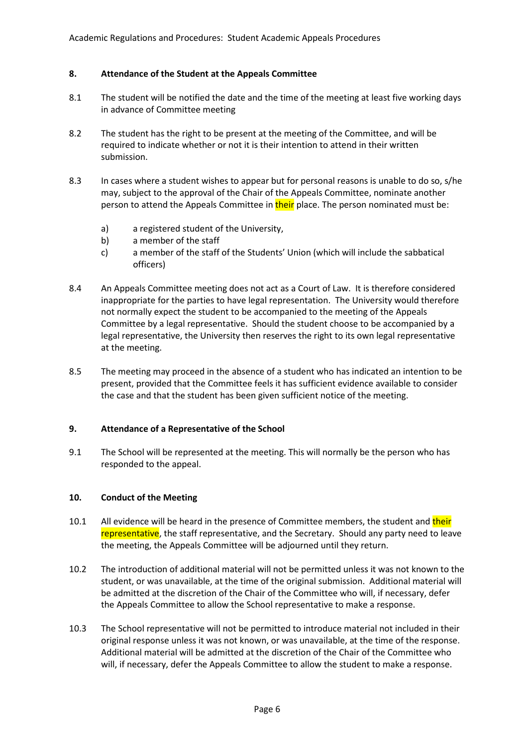## 8. Attendance of the Student at the Appeals Committee

8.1 The student will be notified the date and the time of the meeting at least five working days in advance of Committee meeting

8.2 The student has the right to be present at the meeting of the Committee, and will be required to indicate whether or not it is their intention to attend in their written submission.

8.3 In cases where a student wishes to appear but for personal reasons is unable to do so, s/he may, subject to the approval of the Chair of the Appeals Committee, nominate another person to attend the Appeals Committee in their place. The person nominated must be:

a) a registered student of the University,
b) a member of the staff
c) a member of the staff of the Students' Union (which will include the sabbatical officers)

8.4 An Appeals Committee meeting does not act as a Court of Law. It is therefore considered inappropriate for the parties to have legal representation. The University would therefore not normally expect the student to be accompanied to the meeting of the Appeals Committee by a legal representative. Should the student choose to be accompanied by a legal representative, the University then reserves the right to its own legal representative at the meeting.

8.5 The meeting may proceed in the absence of a student who has indicated an intention to be present, provided that the Committee feels it has sufficient evidence available to consider the case and that the student has been given sufficient notice of the meeting.

## 9. Attendance of a Representative of the School

9.1 The School will be represented at the meeting. This will normally be the person who has responded to the appeal.

## 10. Conduct of the Meeting

10.1 All evidence will be heard in the presence of Committee members, the student and their representative, the staff representative, and the Secretary. Should any party need to leave the meeting, the Appeals Committee will be adjourned until they return.

10.2 The introduction of additional material will not be permitted unless it was not known to the student, or was unavailable, at the time of the original submission. Additional material will be admitted at the discretion of the Chair of the Committee who will, if necessary, defer the Appeals Committee to allow the School representative to make a response.

10.3 The School representative will not be permitted to introduce material not included in their original response unless it was not known, or was unavailable, at the time of the response. Additional material will be admitted at the discretion of the Chair of the Committee who will, if necessary, defer the Appeals Committee to allow the student to make a response.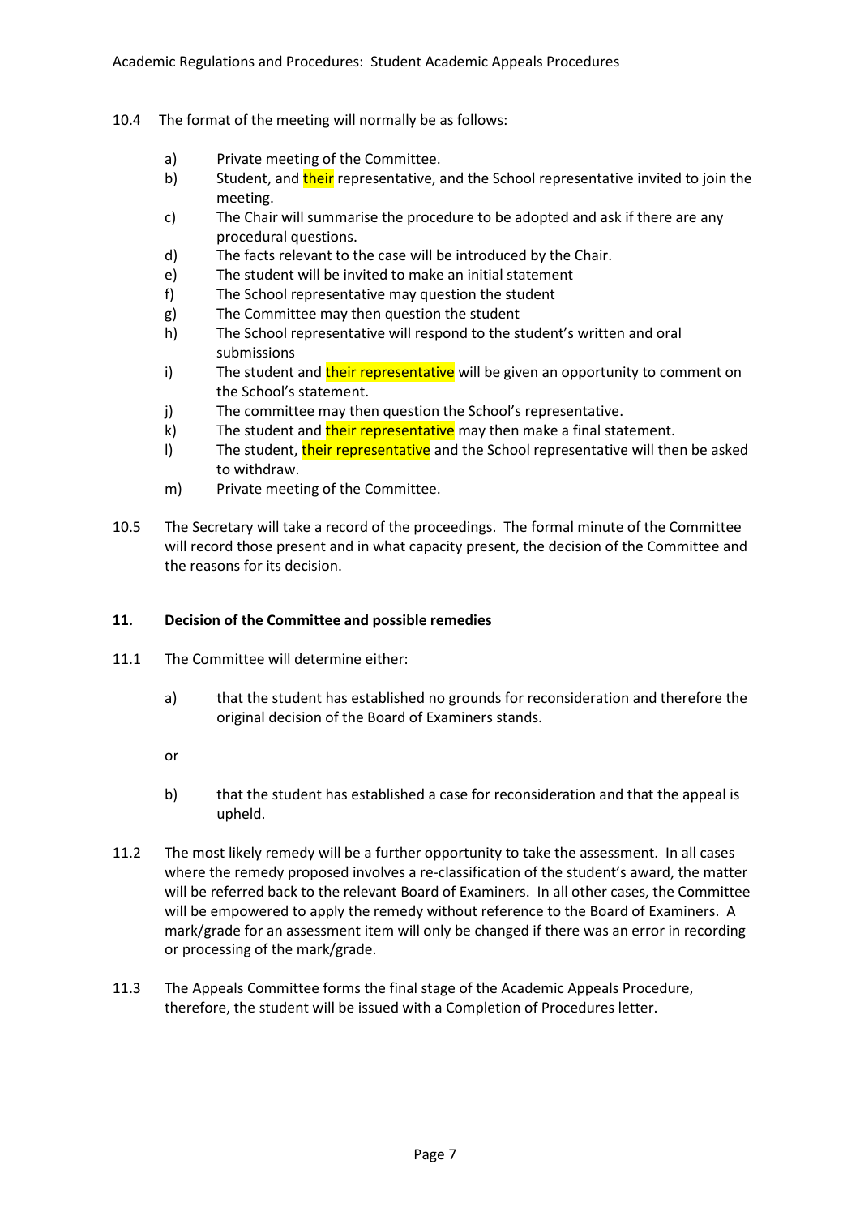10.4 The format of the meeting will normally be as follows:

a) Private meeting of the Committee.
b) Student, and their representative, and the School representative invited to join the meeting.
c) The Chair will summarise the procedure to be adopted and ask if there are any procedural questions.
d) The facts relevant to the case will be introduced by the Chair.
e) The student will be invited to make an initial statement
f) The School representative may question the student
g) The Committee may then question the student
h) The School representative will respond to the student's written and oral submissions
i) The student and their representative will be given an opportunity to comment on the School's statement.
j) The committee may then question the School's representative.
k) The student and their representative may then make a final statement.
l) The student, their representative and the School representative will then be asked to withdraw.
m) Private meeting of the Committee.

10.5 The Secretary will take a record of the proceedings. The formal minute of the Committee will record those present and in what capacity present, the decision of the Committee and the reasons for its decision.

### 11. Decision of the Committee and possible remedies

11.1 The Committee will determine either:

a) that the student has established no grounds for reconsideration and therefore the original decision of the Board of Examiners stands.

or

b) that the student has established a case for reconsideration and that the appeal is upheld.

11.2 The most likely remedy will be a further opportunity to take the assessment. In all cases where the remedy proposed involves a re-classification of the student's award, the matter will be referred back to the relevant Board of Examiners. In all other cases, the Committee will be empowered to apply the remedy without reference to the Board of Examiners. A mark/grade for an assessment item will only be changed if there was an error in recording or processing of the mark/grade.

11.3 The Appeals Committee forms the final stage of the Academic Appeals Procedure, therefore, the student will be issued with a Completion of Procedures letter.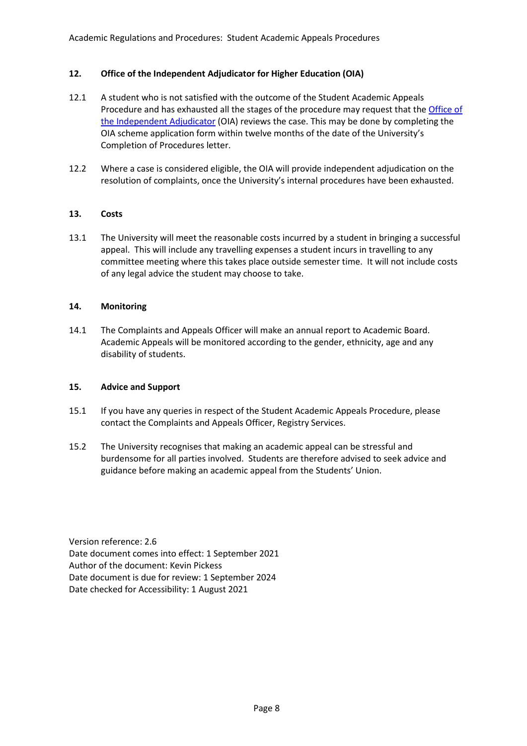## 12. Office of the Independent Adjudicator for Higher Education (OIA)

12.1 A student who is not satisfied with the outcome of the Student Academic Appeals Procedure and has exhausted all the stages of the procedure may request that the [Office of the Independent Adjudicator](#) (OIA) reviews the case. This may be done by completing the OIA scheme application form within twelve months of the date of the University's Completion of Procedures letter.

12.2 Where a case is considered eligible, the OIA will provide independent adjudication on the resolution of complaints, once the University's internal procedures have been exhausted.

## 13. Costs

13.1 The University will meet the reasonable costs incurred by a student in bringing a successful appeal. This will include any travelling expenses a student incurs in travelling to any committee meeting where this takes place outside semester time. It will not include costs of any legal advice the student may choose to take.

## 14. Monitoring

14.1 The Complaints and Appeals Officer will make an annual report to Academic Board. Academic Appeals will be monitored according to the gender, ethnicity, age and any disability of students.

## 15. Advice and Support

15.1 If you have any queries in respect of the Student Academic Appeals Procedure, please contact the Complaints and Appeals Officer, Registry Services.

15.2 The University recognises that making an academic appeal can be stressful and burdensome for all parties involved. Students are therefore advised to seek advice and guidance before making an academic appeal from the Students' Union.

Version reference: 2.6
Date document comes into effect: 1 September 2021
Author of the document: Kevin Pickess
Date document is due for review: 1 September 2024
Date checked for Accessibility: 1 August 2021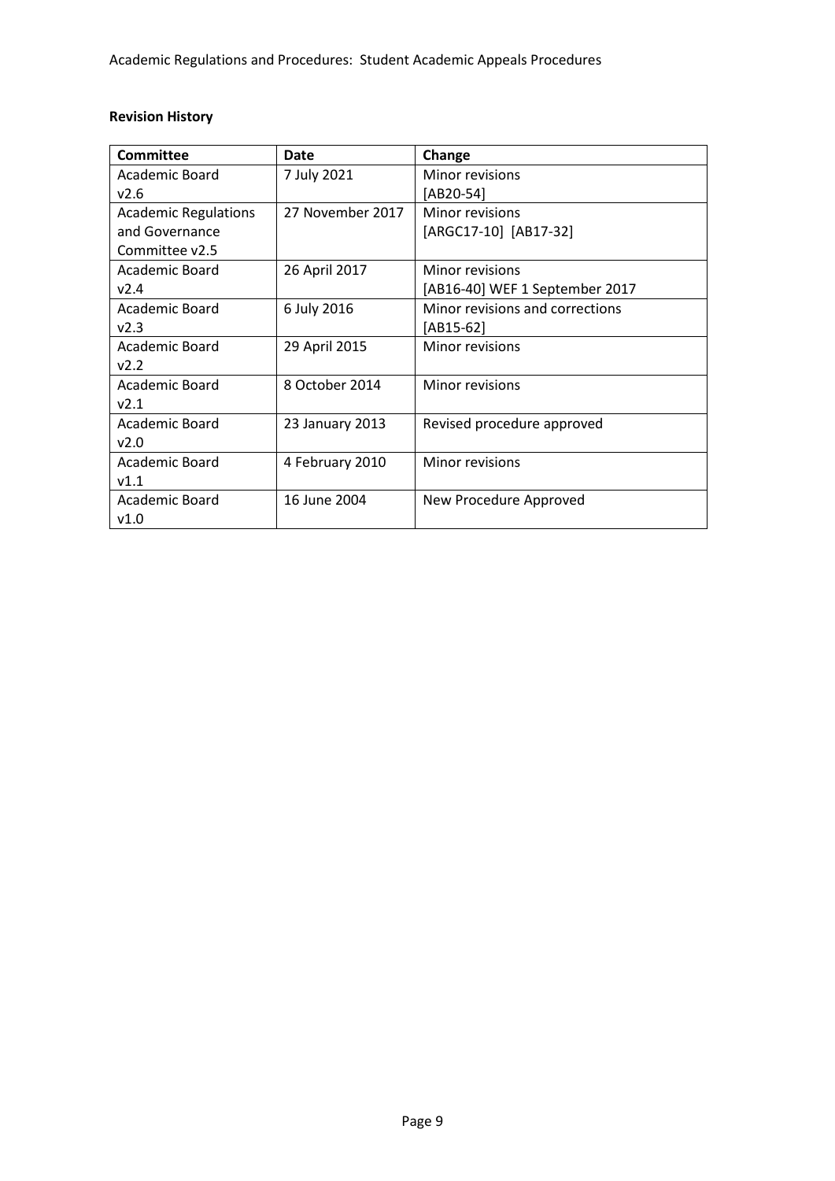**Revision History**

| Committee | Date | Change |
|---|---|---|
| Academic Board v2.6 | 7 July 2021 | Minor revisions [AB20-54] |
| Academic Regulations and Governance Committee v2.5 | 27 November 2017 | Minor revisions [ARGC17-10] [AB17-32] |
| Academic Board v2.4 | 26 April 2017 | Minor revisions [AB16-40] WEF 1 September 2017 |
| Academic Board v2.3 | 6 July 2016 | Minor revisions and corrections [AB15-62] |
| Academic Board v2.2 | 29 April 2015 | Minor revisions |
| Academic Board v2.1 | 8 October 2014 | Minor revisions |
| Academic Board v2.0 | 23 January 2013 | Revised procedure approved |
| Academic Board v1.1 | 4 February 2010 | Minor revisions |
| Academic Board v1.0 | 16 June 2004 | New Procedure Approved |